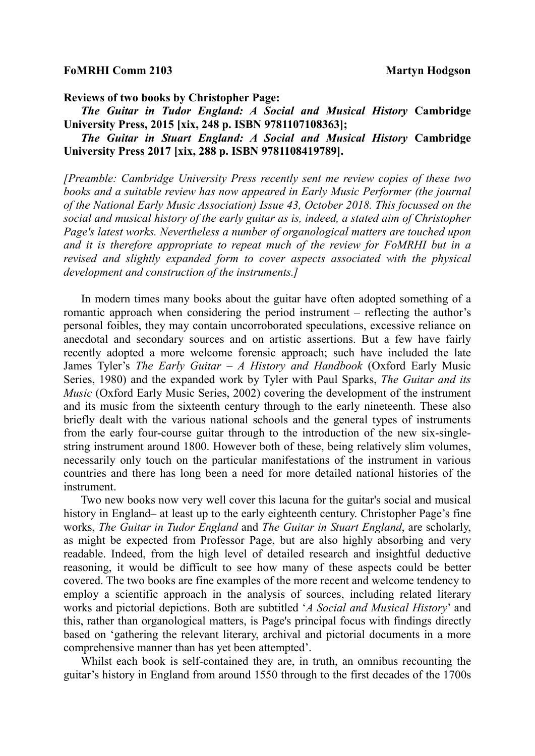**FoMRHI Comm 2103** **Martyn Hodgson**

**Reviews of two books by Christopher Page:**

***The Guitar in Tudor England: A Social and Musical History*** **Cambridge University Press, 2015 [xix, 248 p. ISBN 9781107108363];**

***The Guitar in Stuart England: A Social and Musical History*** **Cambridge University Press 2017 [xix, 288 p. ISBN 9781108419789].**

*[Preamble: Cambridge University Press recently sent me review copies of these two books and a suitable review has now appeared in Early Music Performer (the journal of the National Early Music Association) Issue 43, October 2018. This focussed on the social and musical history of the early guitar as is, indeed, a stated aim of Christopher Page's latest works. Nevertheless a number of organological matters are touched upon and it is therefore appropriate to repeat much of the review for FoMRHI but in a revised and slightly expanded form to cover aspects associated with the physical development and construction of the instruments.]*

In modern times many books about the guitar have often adopted something of a romantic approach when considering the period instrument – reflecting the author's personal foibles, they may contain uncorroborated speculations, excessive reliance on anecdotal and secondary sources and on artistic assertions. But a few have fairly recently adopted a more welcome forensic approach; such have included the late James Tyler's *The Early Guitar – A History and Handbook* (Oxford Early Music Series, 1980) and the expanded work by Tyler with Paul Sparks, *The Guitar and its Music* (Oxford Early Music Series, 2002) covering the development of the instrument and its music from the sixteenth century through to the early nineteenth. These also briefly dealt with the various national schools and the general types of instruments from the early four-course guitar through to the introduction of the new six-single-string instrument around 1800. However both of these, being relatively slim volumes, necessarily only touch on the particular manifestations of the instrument in various countries and there has long been a need for more detailed national histories of the instrument.

Two new books now very well cover this lacuna for the guitar's social and musical history in England– at least up to the early eighteenth century. Christopher Page's fine works, *The Guitar in Tudor England* and *The Guitar in Stuart England*, are scholarly, as might be expected from Professor Page, but are also highly absorbing and very readable. Indeed, from the high level of detailed research and insightful deductive reasoning, it would be difficult to see how many of these aspects could be better covered. The two books are fine examples of the more recent and welcome tendency to employ a scientific approach in the analysis of sources, including related literary works and pictorial depictions. Both are subtitled '*A Social and Musical History*' and this, rather than organological matters, is Page's principal focus with findings directly based on 'gathering the relevant literary, archival and pictorial documents in a more comprehensive manner than has yet been attempted'.

Whilst each book is self-contained they are, in truth, an omnibus recounting the guitar's history in England from around 1550 through to the first decades of the 1700s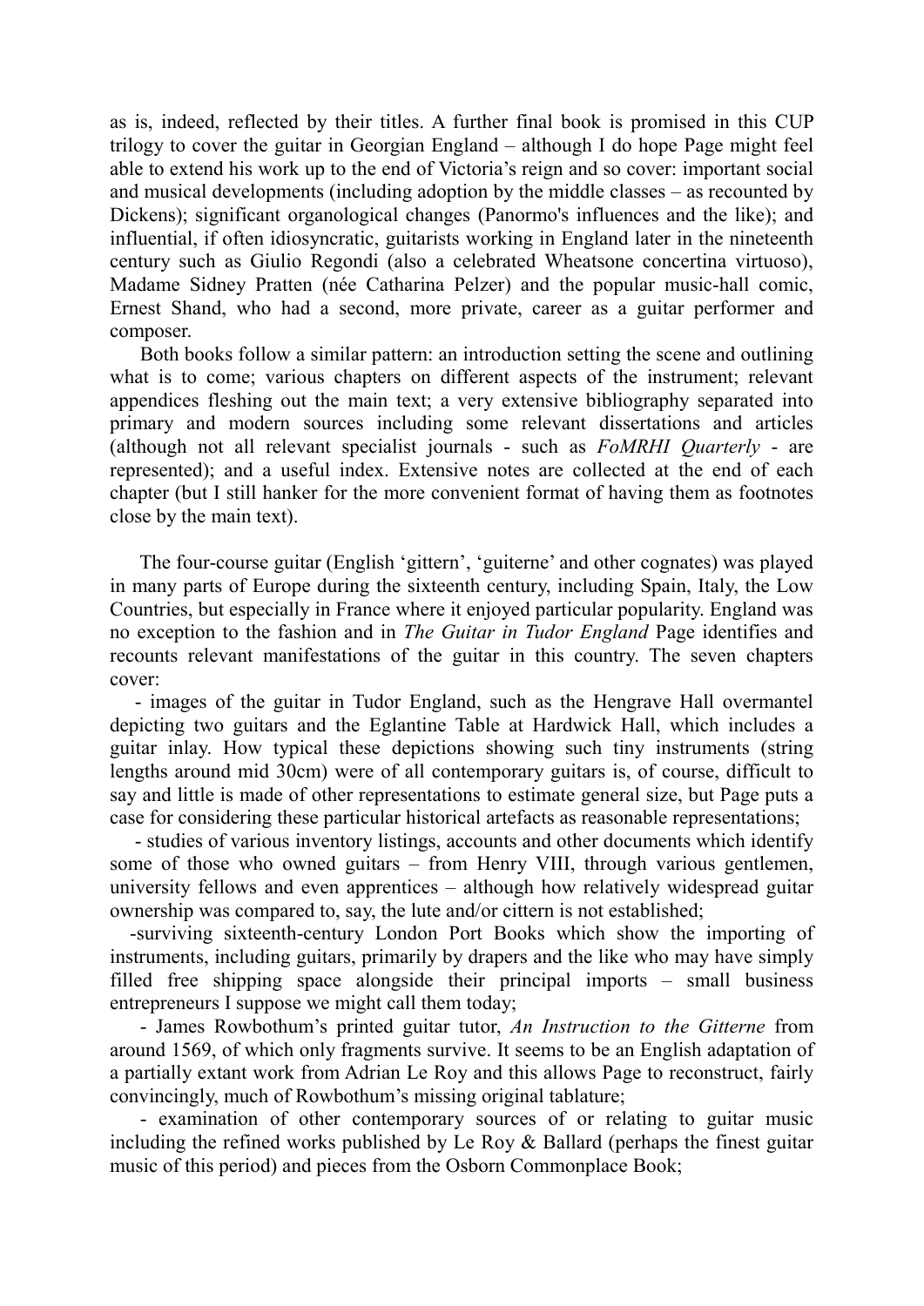as is, indeed, reflected by their titles. A further final book is promised in this CUP trilogy to cover the guitar in Georgian England – although I do hope Page might feel able to extend his work up to the end of Victoria's reign and so cover: important social and musical developments (including adoption by the middle classes – as recounted by Dickens); significant organological changes (Panormo's influences and the like); and influential, if often idiosyncratic, guitarists working in England later in the nineteenth century such as Giulio Regondi (also a celebrated Wheatsone concertina virtuoso), Madame Sidney Pratten (née Catharina Pelzer) and the popular music-hall comic, Ernest Shand, who had a second, more private, career as a guitar performer and composer.

Both books follow a similar pattern: an introduction setting the scene and outlining what is to come; various chapters on different aspects of the instrument; relevant appendices fleshing out the main text; a very extensive bibliography separated into primary and modern sources including some relevant dissertations and articles (although not all relevant specialist journals - such as *FoMRHI Quarterly* - are represented); and a useful index. Extensive notes are collected at the end of each chapter (but I still hanker for the more convenient format of having them as footnotes close by the main text).

The four-course guitar (English 'gittern', 'guiterne' and other cognates) was played in many parts of Europe during the sixteenth century, including Spain, Italy, the Low Countries, but especially in France where it enjoyed particular popularity. England was no exception to the fashion and in *The Guitar in Tudor England* Page identifies and recounts relevant manifestations of the guitar in this country. The seven chapters cover:

- images of the guitar in Tudor England, such as the Hengrave Hall overmantel depicting two guitars and the Eglantine Table at Hardwick Hall, which includes a guitar inlay. How typical these depictions showing such tiny instruments (string lengths around mid 30cm) were of all contemporary guitars is, of course, difficult to say and little is made of other representations to estimate general size, but Page puts a case for considering these particular historical artefacts as reasonable representations;
- studies of various inventory listings, accounts and other documents which identify some of those who owned guitars – from Henry VIII, through various gentlemen, university fellows and even apprentices – although how relatively widespread guitar ownership was compared to, say, the lute and/or cittern is not established;
- surviving sixteenth-century London Port Books which show the importing of instruments, including guitars, primarily by drapers and the like who may have simply filled free shipping space alongside their principal imports – small business entrepreneurs I suppose we might call them today;
- James Rowbothum's printed guitar tutor, *An Instruction to the Gitterne* from around 1569, of which only fragments survive. It seems to be an English adaptation of a partially extant work from Adrian Le Roy and this allows Page to reconstruct, fairly convincingly, much of Rowbothum's missing original tablature;
- examination of other contemporary sources of or relating to guitar music including the refined works published by Le Roy & Ballard (perhaps the finest guitar music of this period) and pieces from the Osborn Commonplace Book;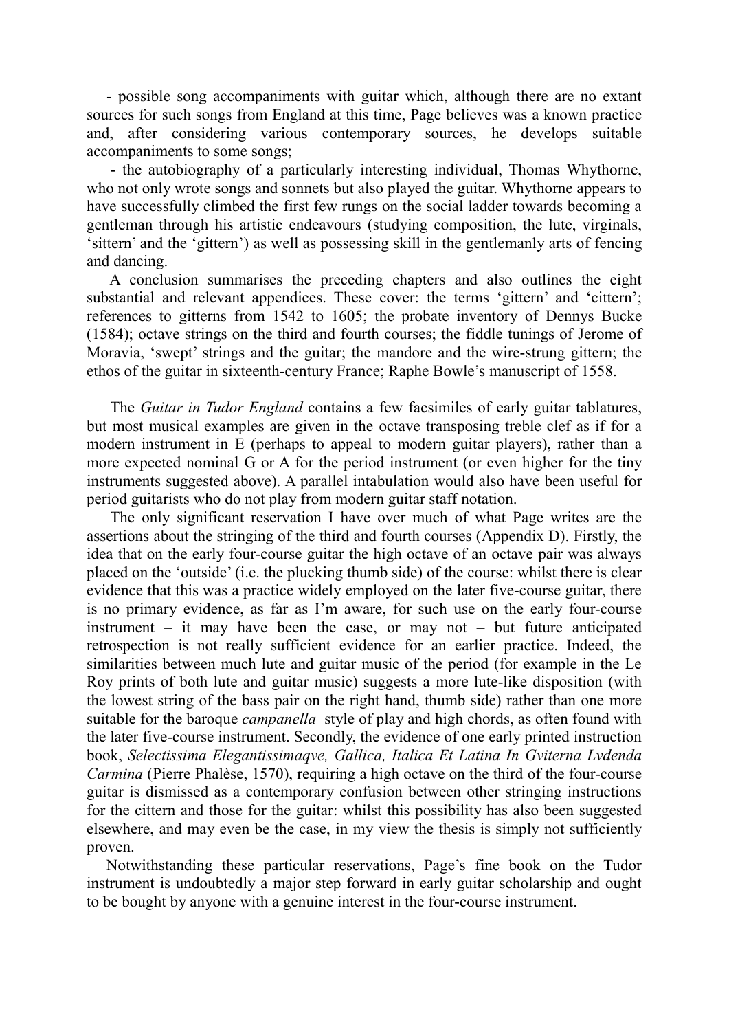- possible song accompaniments with guitar which, although there are no extant sources for such songs from England at this time, Page believes was a known practice and, after considering various contemporary sources, he develops suitable accompaniments to some songs;

- the autobiography of a particularly interesting individual, Thomas Whythorne, who not only wrote songs and sonnets but also played the guitar. Whythorne appears to have successfully climbed the first few rungs on the social ladder towards becoming a gentleman through his artistic endeavours (studying composition, the lute, virginals, 'sittern' and the 'gittern') as well as possessing skill in the gentlemanly arts of fencing and dancing.

A conclusion summarises the preceding chapters and also outlines the eight substantial and relevant appendices. These cover: the terms 'gittern' and 'cittern'; references to gitterns from 1542 to 1605; the probate inventory of Dennys Bucke (1584); octave strings on the third and fourth courses; the fiddle tunings of Jerome of Moravia, 'swept' strings and the guitar; the mandore and the wire-strung gittern; the ethos of the guitar in sixteenth-century France; Raphe Bowle's manuscript of 1558.

The *Guitar in Tudor England* contains a few facsimiles of early guitar tablatures, but most musical examples are given in the octave transposing treble clef as if for a modern instrument in E (perhaps to appeal to modern guitar players), rather than a more expected nominal G or A for the period instrument (or even higher for the tiny instruments suggested above). A parallel intabulation would also have been useful for period guitarists who do not play from modern guitar staff notation.

The only significant reservation I have over much of what Page writes are the assertions about the stringing of the third and fourth courses (Appendix D). Firstly, the idea that on the early four-course guitar the high octave of an octave pair was always placed on the 'outside' (i.e. the plucking thumb side) of the course: whilst there is clear evidence that this was a practice widely employed on the later five-course guitar, there is no primary evidence, as far as I'm aware, for such use on the early four-course instrument – it may have been the case, or may not – but future anticipated retrospection is not really sufficient evidence for an earlier practice. Indeed, the similarities between much lute and guitar music of the period (for example in the Le Roy prints of both lute and guitar music) suggests a more lute-like disposition (with the lowest string of the bass pair on the right hand, thumb side) rather than one more suitable for the baroque *campanella* style of play and high chords, as often found with the later five-course instrument. Secondly, the evidence of one early printed instruction book, *Selectissima Elegantissimaqve, Gallica, Italica Et Latina In Gviterna Lvdenda Carmina* (Pierre Phalèse, 1570), requiring a high octave on the third of the four-course guitar is dismissed as a contemporary confusion between other stringing instructions for the cittern and those for the guitar: whilst this possibility has also been suggested elsewhere, and may even be the case, in my view the thesis is simply not sufficiently proven.

Notwithstanding these particular reservations, Page's fine book on the Tudor instrument is undoubtedly a major step forward in early guitar scholarship and ought to be bought by anyone with a genuine interest in the four-course instrument.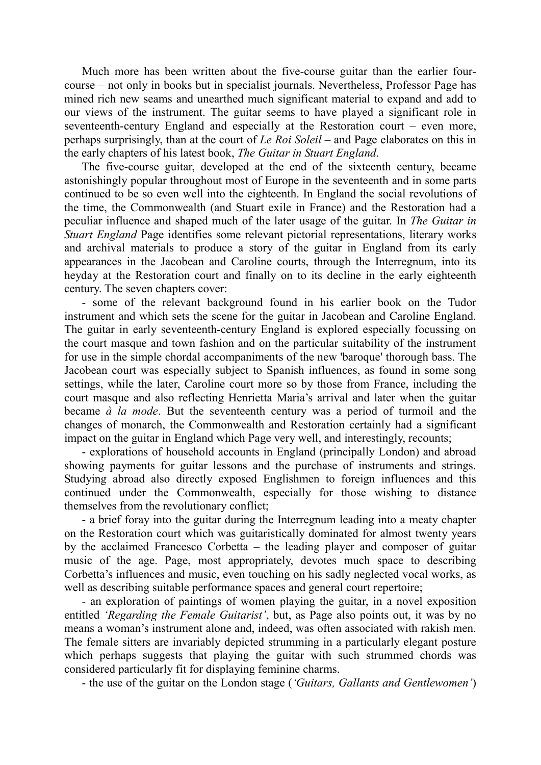Much more has been written about the five-course guitar than the earlier four-course – not only in books but in specialist journals. Nevertheless, Professor Page has mined rich new seams and unearthed much significant material to expand and add to our views of the instrument. The guitar seems to have played a significant role in seventeenth-century England and especially at the Restoration court – even more, perhaps surprisingly, than at the court of *Le Roi Soleil* – and Page elaborates on this in the early chapters of his latest book, *The Guitar in Stuart England*.

The five-course guitar, developed at the end of the sixteenth century, became astonishingly popular throughout most of Europe in the seventeenth and in some parts continued to be so even well into the eighteenth. In England the social revolutions of the time, the Commonwealth (and Stuart exile in France) and the Restoration had a peculiar influence and shaped much of the later usage of the guitar. In *The Guitar in Stuart England* Page identifies some relevant pictorial representations, literary works and archival materials to produce a story of the guitar in England from its early appearances in the Jacobean and Caroline courts, through the Interregnum, into its heyday at the Restoration court and finally on to its decline in the early eighteenth century. The seven chapters cover:

- some of the relevant background found in his earlier book on the Tudor instrument and which sets the scene for the guitar in Jacobean and Caroline England. The guitar in early seventeenth-century England is explored especially focussing on the court masque and town fashion and on the particular suitability of the instrument for use in the simple chordal accompaniments of the new 'baroque' thorough bass. The Jacobean court was especially subject to Spanish influences, as found in some song settings, while the later, Caroline court more so by those from France, including the court masque and also reflecting Henrietta Maria's arrival and later when the guitar became *à la mode*. But the seventeenth century was a period of turmoil and the changes of monarch, the Commonwealth and Restoration certainly had a significant impact on the guitar in England which Page very well, and interestingly, recounts;
- explorations of household accounts in England (principally London) and abroad showing payments for guitar lessons and the purchase of instruments and strings. Studying abroad also directly exposed Englishmen to foreign influences and this continued under the Commonwealth, especially for those wishing to distance themselves from the revolutionary conflict;
- a brief foray into the guitar during the Interregnum leading into a meaty chapter on the Restoration court which was guitaristically dominated for almost twenty years by the acclaimed Francesco Corbetta – the leading player and composer of guitar music of the age. Page, most appropriately, devotes much space to describing Corbetta's influences and music, even touching on his sadly neglected vocal works, as well as describing suitable performance spaces and general court repertoire;
- an exploration of paintings of women playing the guitar, in a novel exposition entitled *'Regarding the Female Guitarist'*, but, as Page also points out, it was by no means a woman's instrument alone and, indeed, was often associated with rakish men. The female sitters are invariably depicted strumming in a particularly elegant posture which perhaps suggests that playing the guitar with such strummed chords was considered particularly fit for displaying feminine charms.
- the use of the guitar on the London stage (*'Guitars, Gallants and Gentlewomen'*)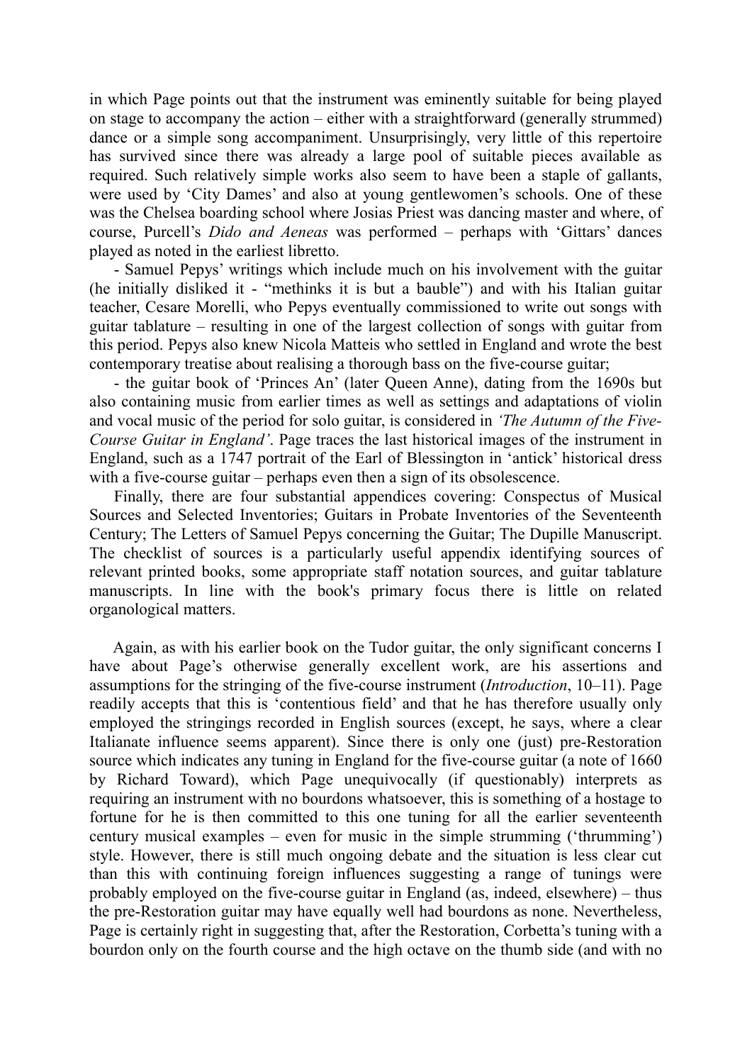in which Page points out that the instrument was eminently suitable for being played on stage to accompany the action – either with a straightforward (generally strummed) dance or a simple song accompaniment. Unsurprisingly, very little of this repertoire has survived since there was already a large pool of suitable pieces available as required. Such relatively simple works also seem to have been a staple of gallants, were used by 'City Dames' and also at young gentlewomen's schools. One of these was the Chelsea boarding school where Josias Priest was dancing master and where, of course, Purcell's *Dido and Aeneas* was performed – perhaps with 'Gittars' dances played as noted in the earliest libretto.

- Samuel Pepys' writings which include much on his involvement with the guitar (he initially disliked it - "methinks it is but a bauble") and with his Italian guitar teacher, Cesare Morelli, who Pepys eventually commissioned to write out songs with guitar tablature – resulting in one of the largest collection of songs with guitar from this period. Pepys also knew Nicola Matteis who settled in England and wrote the best contemporary treatise about realising a thorough bass on the five-course guitar;

- the guitar book of 'Princes An' (later Queen Anne), dating from the 1690s but also containing music from earlier times as well as settings and adaptations of violin and vocal music of the period for solo guitar, is considered in *'The Autumn of the Five-Course Guitar in England'*. Page traces the last historical images of the instrument in England, such as a 1747 portrait of the Earl of Blessington in 'antick' historical dress with a five-course guitar – perhaps even then a sign of its obsolescence.

Finally, there are four substantial appendices covering: Conspectus of Musical Sources and Selected Inventories; Guitars in Probate Inventories of the Seventeenth Century; The Letters of Samuel Pepys concerning the Guitar; The Dupille Manuscript. The checklist of sources is a particularly useful appendix identifying sources of relevant printed books, some appropriate staff notation sources, and guitar tablature manuscripts. In line with the book's primary focus there is little on related organological matters.

Again, as with his earlier book on the Tudor guitar, the only significant concerns I have about Page's otherwise generally excellent work, are his assertions and assumptions for the stringing of the five-course instrument (*Introduction*, 10–11). Page readily accepts that this is 'contentious field' and that he has therefore usually only employed the stringings recorded in English sources (except, he says, where a clear Italianate influence seems apparent). Since there is only one (just) pre-Restoration source which indicates any tuning in England for the five-course guitar (a note of 1660 by Richard Toward), which Page unequivocally (if questionably) interprets as requiring an instrument with no bourdons whatsoever, this is something of a hostage to fortune for he is then committed to this one tuning for all the earlier seventeenth century musical examples – even for music in the simple strumming ('thrumming') style. However, there is still much ongoing debate and the situation is less clear cut than this with continuing foreign influences suggesting a range of tunings were probably employed on the five-course guitar in England (as, indeed, elsewhere) – thus the pre-Restoration guitar may have equally well had bourdons as none. Nevertheless, Page is certainly right in suggesting that, after the Restoration, Corbetta's tuning with a bourdon only on the fourth course and the high octave on the thumb side (and with no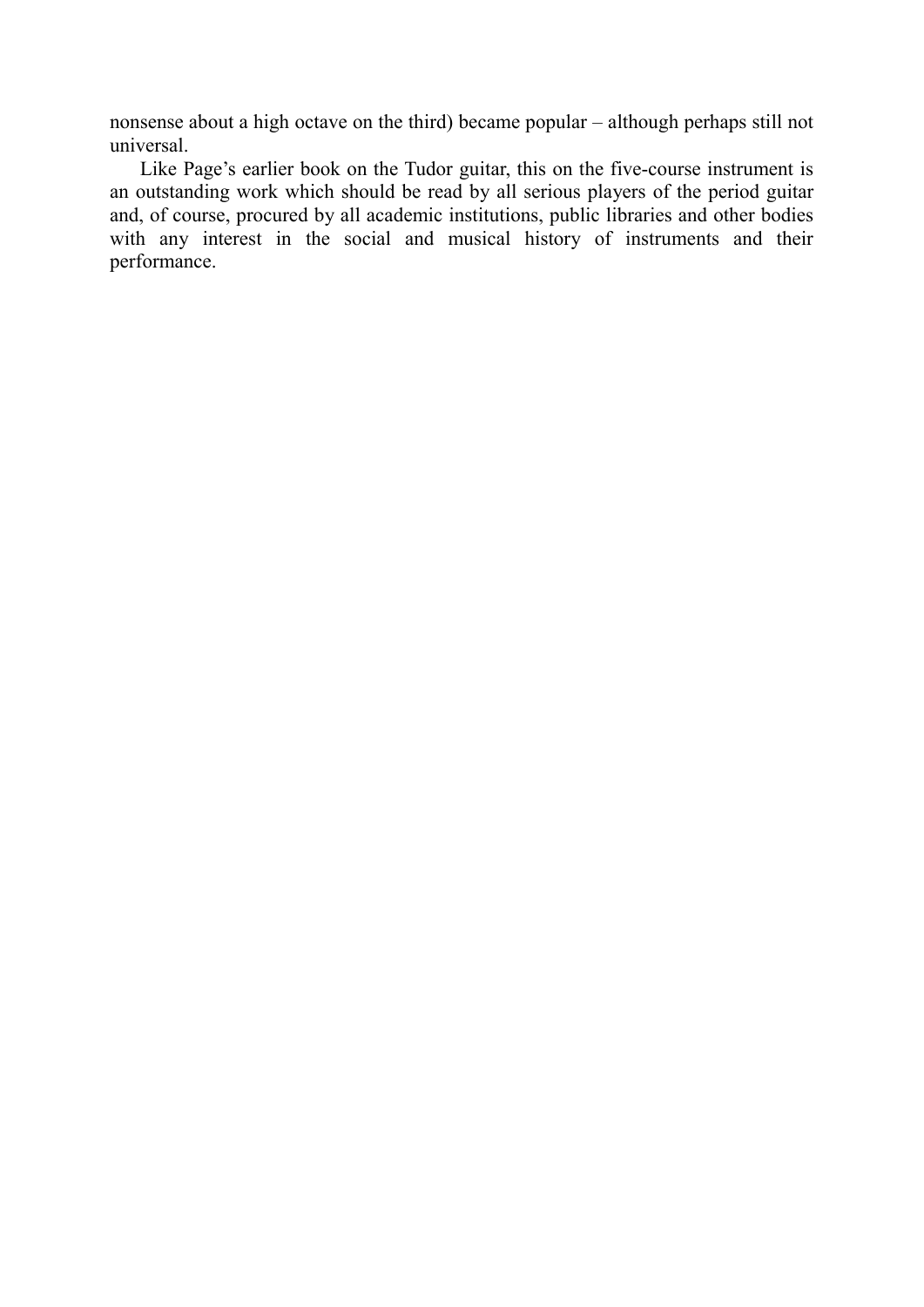nonsense about a high octave on the third) became popular – although perhaps still not universal.

Like Page's earlier book on the Tudor guitar, this on the five-course instrument is an outstanding work which should be read by all serious players of the period guitar and, of course, procured by all academic institutions, public libraries and other bodies with any interest in the social and musical history of instruments and their performance.